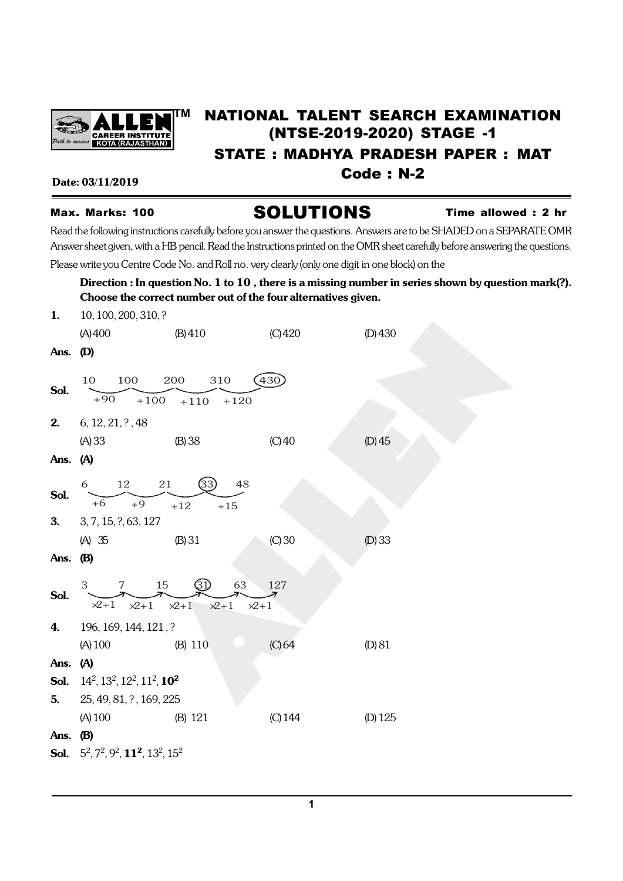# NATIONAL TALENT SEARCH EXAMINATION (NTSE-2019-2020) STAGE -1

## STATE : MADHYA PRADESH PAPER : MAT

## Code : N-2

**Date: 03/11/2019**

**Max. Marks: 100** **SOLUTIONS** **Time allowed : 2 hr**

Read the following instructions carefully before you answer the questions. Answers are to be SHADED on a SEPARATE OMR Answer sheet given, with a HB pencil. Read the Instructions printed on the OMR sheet carefully before answering the questions.

Please write you Centre Code No. and Roll no. very clearly (only one digit in one block) on the

**Direction : In question No. 1 to 10 , there is a missing number in series shown by question mark(?). Choose the correct number out of the four alternatives given.**

**1.** 10, 100, 200, 310, ?

(A) 400 (B) 410 (C) 420 (D) 430

**Ans. (D)**

**Sol.** 10, 100, 200, 310, (430)

Differences: +90, +100, +110, +120

**2.** 6, 12, 21, ? , 48

(A) 33 (B) 38 (C) 40 (D) 45

**Ans. (A)**

**Sol.** 6, 12, 21, (33), 48

Differences: +6, +9, +12, +15

**3.** 3, 7, 15, ?, 63, 127

(A) 35 (B) 31 (C) 30 (D) 33

**Ans. (B)**

**Sol.** 3, 7, 15, (31), 63, 127

Each term: $\times 2+1$, $\times 2+1$, $\times 2+1$, $\times 2+1$, $\times 2+1$

**4.** 196, 169, 144, 121 , ?

(A) 100 (B) 110 (C) 64 (D) 81

**Ans. (A)**

**Sol.** $14^2, 13^2, 12^2, 11^2, \mathbf{10^2}$

**5.** 25, 49, 81, ? , 169, 225

(A) 100 (B) 121 (C) 144 (D) 125

**Ans. (B)**

**Sol.** $5^2, 7^2, 9^2, \mathbf{11^2}, 13^2, 15^2$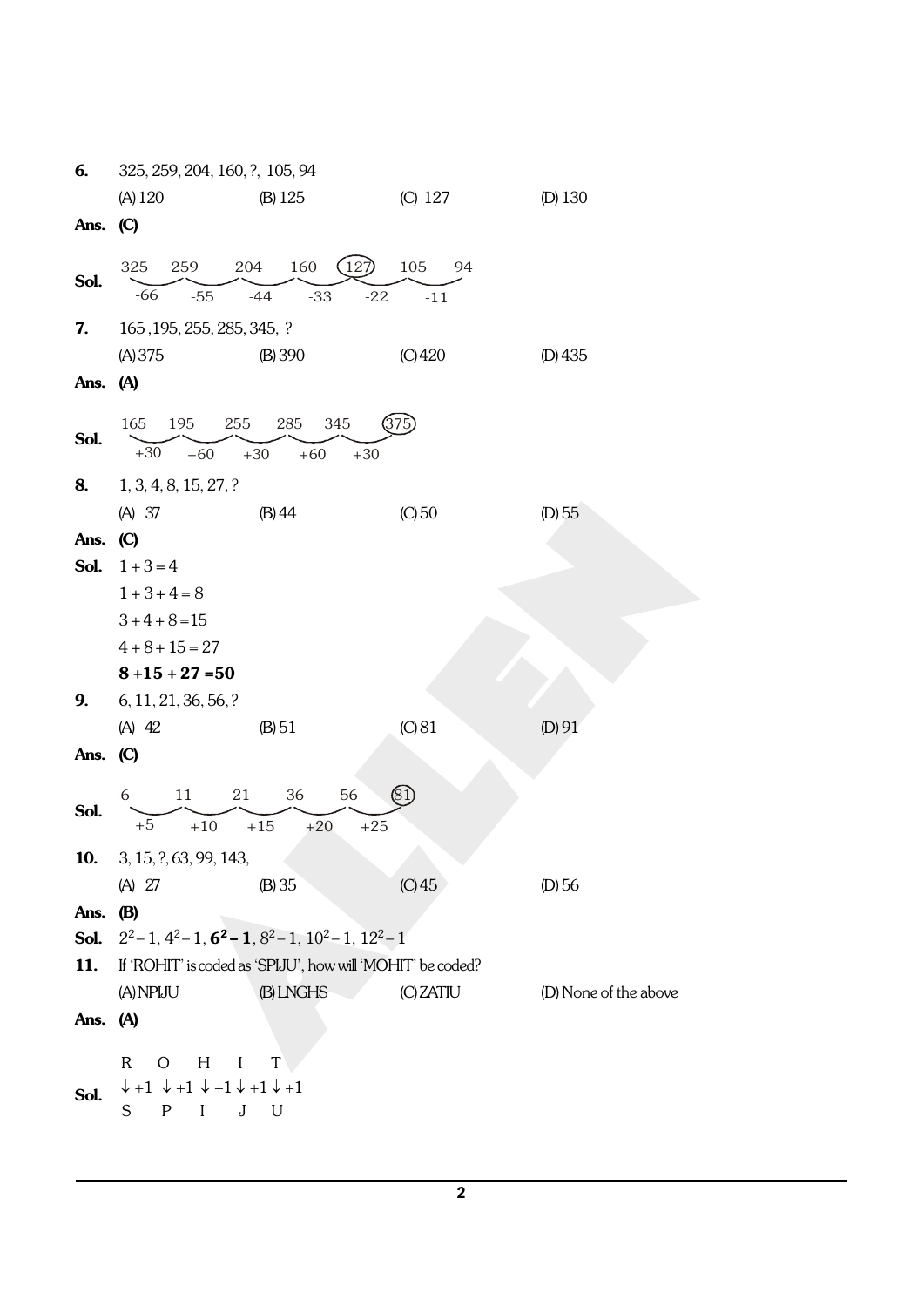**6.** 325, 259, 204, 160, ?, 105, 94

(A) 120 (B) 125 (C) 127 (D) 130

**Ans. (C)**

**Sol.** 325, 259, 204, 160, (127), 105, 94

Differences: −66, −55, −44, −33, −22, −11

**7.** 165 ,195, 255, 285, 345, ?

(A) 375 (B) 390 (C) 420 (D) 435

**Ans. (A)**

**Sol.** 165, 195, 255, 285, 345, (375)

Differences: +30, +60, +30, +60, +30

**8.** 1, 3, 4, 8, 15, 27, ?

(A) 37 (B) 44 (C) 50 (D) 55

**Ans. (C)**

**Sol.** $1 + 3 = 4$

$1 + 3 + 4 = 8$

$3 + 4 + 8 = 15$

$4 + 8 + 15 = 27$

$\mathbf{8 + 15 + 27 = 50}$

**9.** 6, 11, 21, 36, 56, ?

(A) 42 (B) 51 (C) 81 (D) 91

**Ans. (C)**

**Sol.** 6, 11, 21, 36, 56, (81)

Differences: +5, +10, +15, +20, +25

**10.** 3, 15, ?, 63, 99, 143,

(A) 27 (B) 35 (C) 45 (D) 56

**Ans. (B)**

**Sol.** $2^2 - 1$, $4^2 - 1$, $\mathbf{6^2 - 1}$, $8^2 - 1$, $10^2 - 1$, $12^2 - 1$

**11.** If 'ROHIT' is coded as 'SPIJU', how will 'MOHIT' be coded?

(A) NPIJU (B) LNGHS (C) ZATIU (D) None of the above

**Ans. (A)**

**Sol.**

R O H I T

↓+1 ↓+1 ↓+1 ↓+1 ↓+1

S P I J U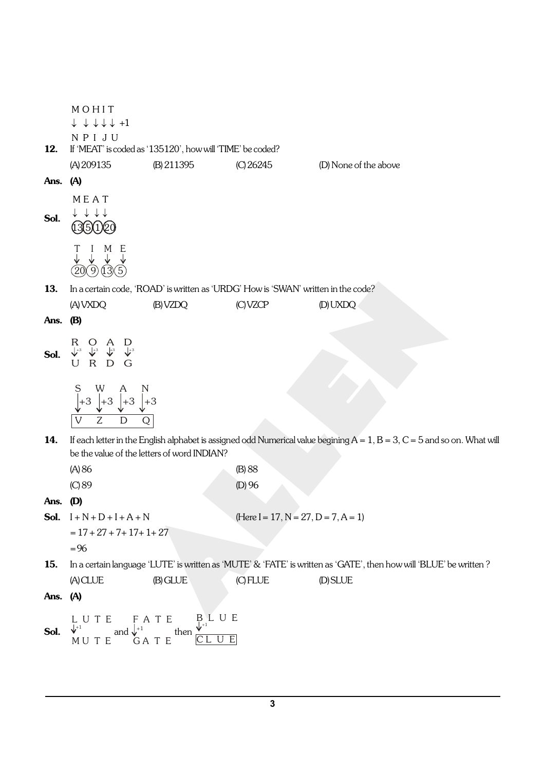M O H I T
↓ ↓ ↓ ↓ ↓ +1
N P I J U

**12.** If 'MEAT' is coded as '135120', how will 'TIME' be coded?

(A) 209135 (B) 211395 (C) 26245 (D) None of the above

**Ans. (A)**

**Sol.**

M E A T
↓ ↓ ↓ ↓
(13)(5)(1)(20)

T I M E
↓ ↓ ↓ ↓
(20)(9)(13)(5)

**13.** In a certain code, 'ROAD' is written as 'URDG' How is 'SWAN' written in the code?

(A) VXDQ (B) VZDQ (C) VZCP (D) UXDQ

**Ans. (B)**

**Sol.**

R O A D
↓+3 ↓+3 ↓+3 ↓+3
U R D G

S W A N
↓+3 ↓+3 ↓+3 ↓+3
V Z D Q

**14.** If each letter in the English alphabet is assigned odd Numerical value begining A = 1, B = 3, C = 5 and so on. What will be the value of the letters of word INDIAN?

(A) 86 (B) 88

(C) 89 (D) 96

**Ans. (D)**

**Sol.** I + N + D + I + A + N (Here I = 17, N = 27, D = 7, A = 1)

= 17 + 27 + 7 + 17 + 1 + 27

= 96

**15.** In a certain language 'LUTE' is written as 'MUTE' & 'FATE' is written as 'GATE', then how will 'BLUE' be written ?

(A) CLUE (B) GLUE (C) FLUE (D) SLUE

**Ans. (A)**

**Sol.**

L U T E and F A T E then B L U E
↓+1 ↓+1 ↓+1
M U T E G A T E C L U E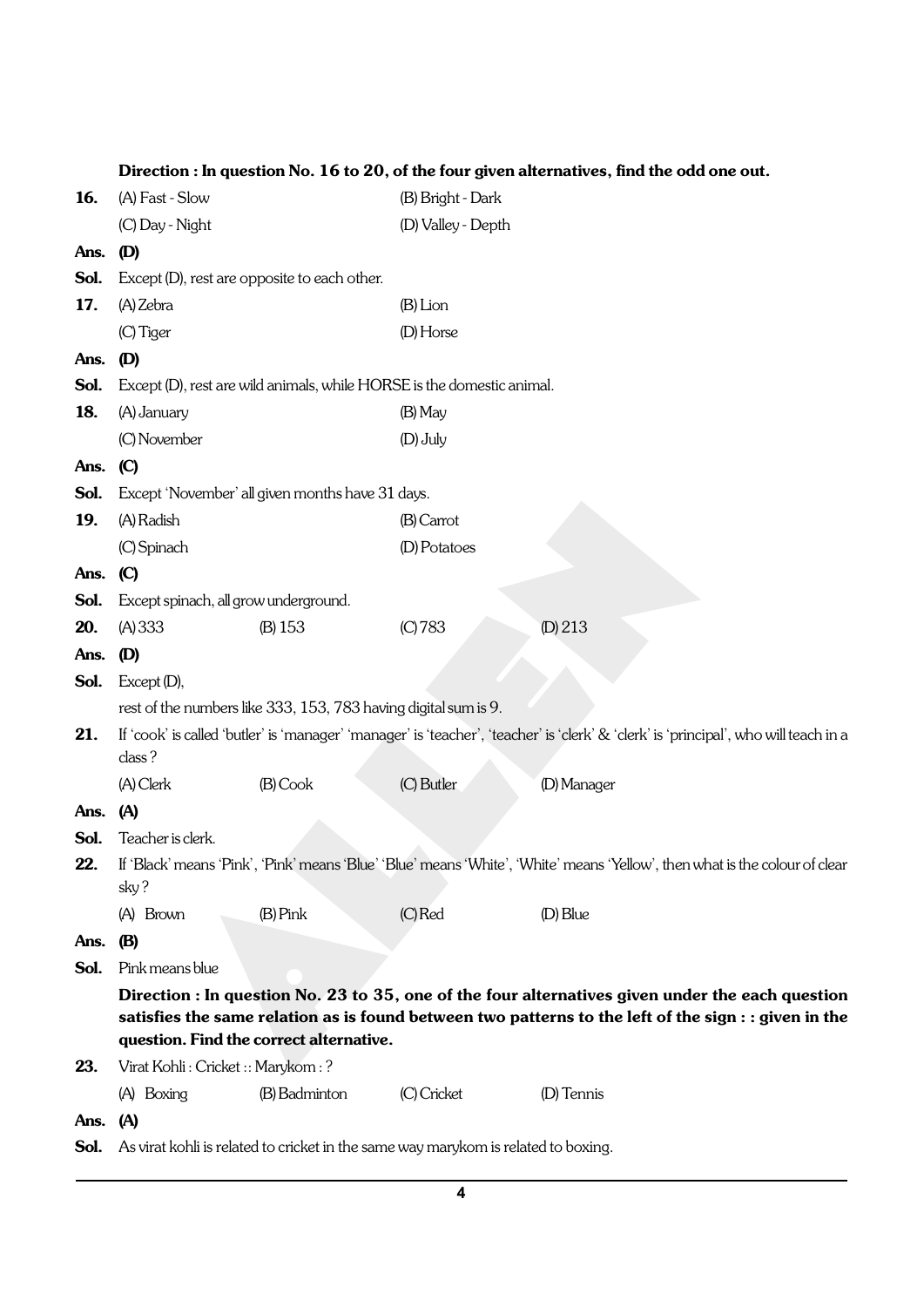**Direction : In question No. 16 to 20, of the four given alternatives, find the odd one out.**

**16.** (A) Fast - Slow (B) Bright - Dark
(C) Day - Night (D) Valley - Depth

**Ans.** **(D)**

**Sol.** Except (D), rest are opposite to each other.

**17.** (A) Zebra (B) Lion
(C) Tiger (D) Horse

**Ans.** **(D)**

**Sol.** Except (D), rest are wild animals, while HORSE is the domestic animal.

**18.** (A) January (B) May
(C) November (D) July

**Ans.** **(C)**

**Sol.** Except 'November' all given months have 31 days.

**19.** (A) Radish (B) Carrot
(C) Spinach (D) Potatoes

**Ans.** **(C)**

**Sol.** Except spinach, all grow underground.

**20.** (A) 333 (B) 153 (C) 783 (D) 213

**Ans.** **(D)**

**Sol.** Except (D),
rest of the numbers like 333, 153, 783 having digital sum is 9.

**21.** If 'cook' is called 'butler' is 'manager' 'manager' is 'teacher', 'teacher' is 'clerk' & 'clerk' is 'principal', who will teach in a class ?

(A) Clerk (B) Cook (C) Butler (D) Manager

**Ans.** **(A)**

**Sol.** Teacher is clerk.

**22.** If 'Black' means 'Pink', 'Pink' means 'Blue' 'Blue' means 'White', 'White' means 'Yellow', then what is the colour of clear sky ?

(A) Brown (B) Pink (C) Red (D) Blue

**Ans.** **(B)**

**Sol.** Pink means blue

**Direction : In question No. 23 to 35, one of the four alternatives given under the each question satisfies the same relation as is found between two patterns to the left of the sign : : given in the question. Find the correct alternative.**

**23.** Virat Kohli : Cricket :: Marykom : ?

(A) Boxing (B) Badminton (C) Cricket (D) Tennis

**Ans.** **(A)**

**Sol.** As virat kohli is related to cricket in the same way marykom is related to boxing.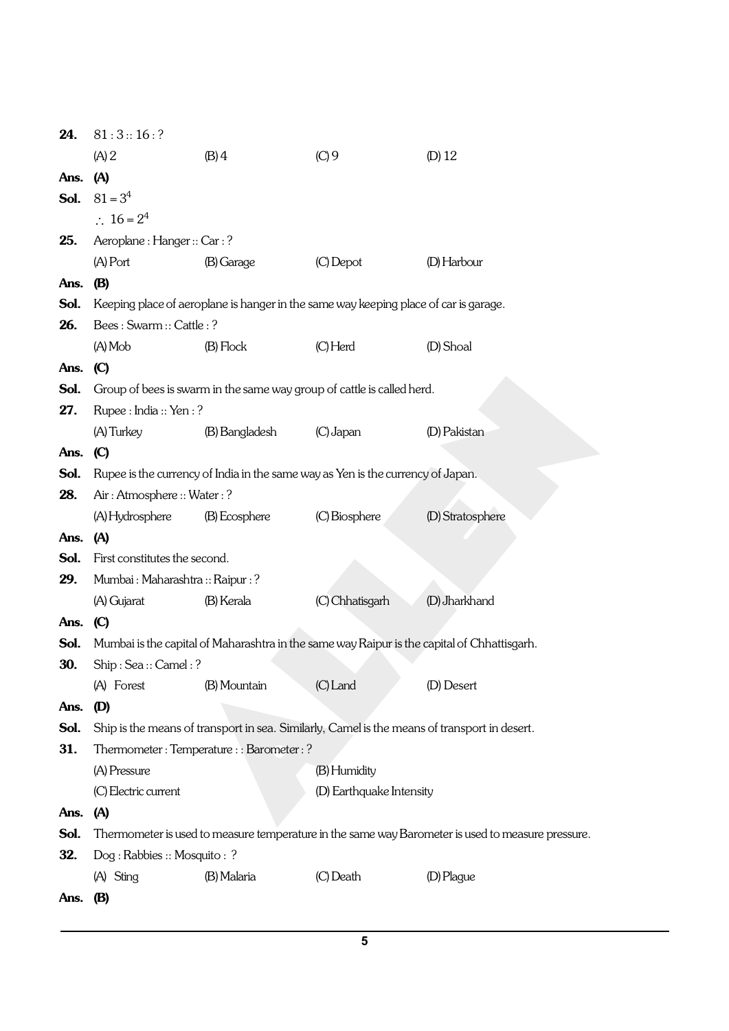**24.** 81 : 3 :: 16 : ?

(A) 2 (B) 4 (C) 9 (D) 12

**Ans.** **(A)**

**Sol.** $81 = 3^4$

$\therefore\ 16 = 2^4$

**25.** Aeroplane : Hanger :: Car : ?

(A) Port (B) Garage (C) Depot (D) Harbour

**Ans.** **(B)**

**Sol.** Keeping place of aeroplane is hanger in the same way keeping place of car is garage.

**26.** Bees : Swarm :: Cattle : ?

(A) Mob (B) Flock (C) Herd (D) Shoal

**Ans.** **(C)**

**Sol.** Group of bees is swarm in the same way group of cattle is called herd.

**27.** Rupee : India :: Yen : ?

(A) Turkey (B) Bangladesh (C) Japan (D) Pakistan

**Ans.** **(C)**

**Sol.** Rupee is the currency of India in the same way as Yen is the currency of Japan.

**28.** Air : Atmosphere :: Water : ?

(A) Hydrosphere (B) Ecosphere (C) Biosphere (D) Stratosphere

**Ans.** **(A)**

**Sol.** First constitutes the second.

**29.** Mumbai : Maharashtra :: Raipur : ?

(A) Gujarat (B) Kerala (C) Chhatisgarh (D) Jharkhand

**Ans.** **(C)**

**Sol.** Mumbai is the capital of Maharashtra in the same way Raipur is the capital of Chhattisgarh.

**30.** Ship : Sea :: Camel : ?

(A) Forest (B) Mountain (C) Land (D) Desert

**Ans.** **(D)**

**Sol.** Ship is the means of transport in sea. Similarly, Camel is the means of transport in desert.

**31.** Thermometer : Temperature : : Barometer : ?

(A) Pressure (B) Humidity

(C) Electric current (D) Earthquake Intensity

**Ans.** **(A)**

**Sol.** Thermometer is used to measure temperature in the same way Barometer is used to measure pressure.

**32.** Dog : Rabbies :: Mosquito : ?

(A) Sting (B) Malaria (C) Death (D) Plague

**Ans.** **(B)**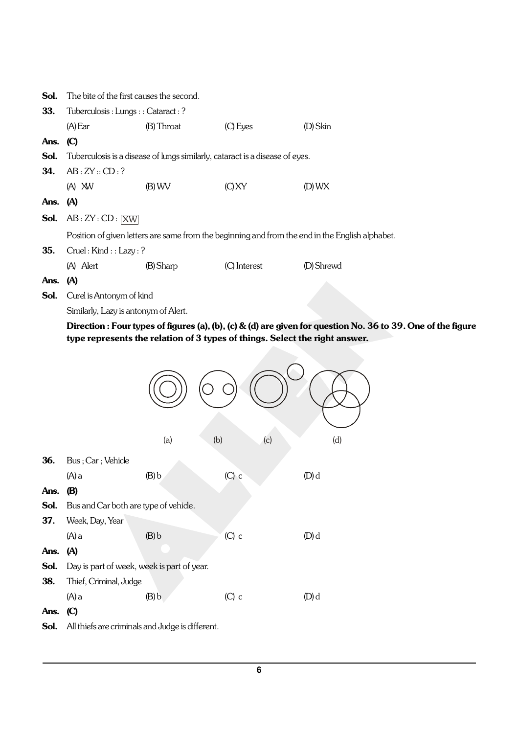**Sol.** The bite of the first causes the second.

**33.** Tuberculosis : Lungs : : Cataract : ?

(A) Ear (B) Throat (C) Eyes (D) Skin

**Ans. (C)**

**Sol.** Tuberculosis is a disease of lungs similarly, cataract is a disease of eyes.

**34.** AB : ZY :: CD : ?

(A) XW (B) WV (C) XY (D) WX

**Ans. (A)**

**Sol.** AB : ZY : CD : XW

Position of given letters are same from the beginning and from the end in the English alphabet.

**35.** Cruel : Kind : : Lazy : ?

(A) Alert (B) Sharp (C) Interest (D) Shrewd

**Ans. (A)**

**Sol.** Curel is Antonym of kind

Similarly, Lazy is antonym of Alert.

**Direction : Four types of figures (a), (b), (c) & (d) are given for question No. 36 to 39. One of the figure type represents the relation of 3 types of things. Select the right answer.**

(a) (b) (c) (d)

**36.** Bus ; Car ; Vehicle

(A) a (B) b (C) c (D) d

**Ans. (B)**

**Sol.** Bus and Car both are type of vehicle.

**37.** Week, Day, Year

(A) a (B) b (C) c (D) d

**Ans. (A)**

**Sol.** Day is part of week, week is part of year.

**38.** Thief, Criminal, Judge

(A) a (B) b (C) c (D) d

**Ans. (C)**

**Sol.** All thiefs are criminals and Judge is different.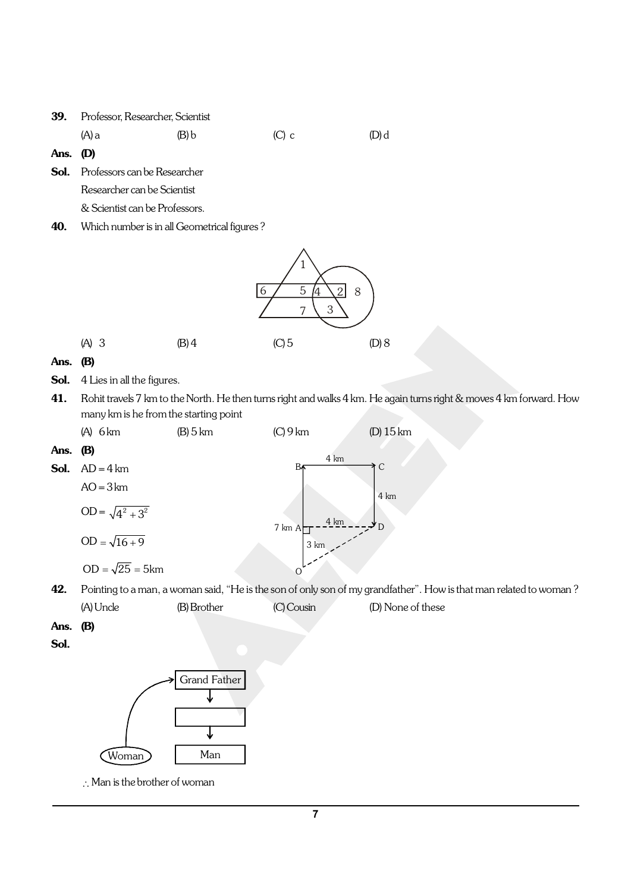**39.** Professor, Researcher, Scientist

(A) a (B) b (C) c (D) d

**Ans. (D)**

**Sol.** Professors can be Researcher

Researcher can be Scientist

& Scientist can be Professors.

**40.** Which number is in all Geometrical figures ?

(A) 3 (B) 4 (C) 5 (D) 8

**Ans. (B)**

**Sol.** 4 Lies in all the figures.

**41.** Rohit travels 7 km to the North. He then turns right and walks 4 km. He again turns right & moves 4 km forward. How many km is he from the starting point

(A) 6 km (B) 5 km (C) 9 km (D) 15 km

**Ans. (B)**

**Sol.** AD = 4 km

AO = 3 km

$OD = \sqrt{4^2 + 3^2}$

$OD = \sqrt{16 + 9}$

$OD = \sqrt{25} = 5\text{km}$

**42.** Pointing to a man, a woman said, "He is the son of only son of my grandfather". How is that man related to woman ?

(A) Uncle (B) Brother (C) Cousin (D) None of these

**Ans. (B)**

**Sol.**

$\therefore$ Man is the brother of woman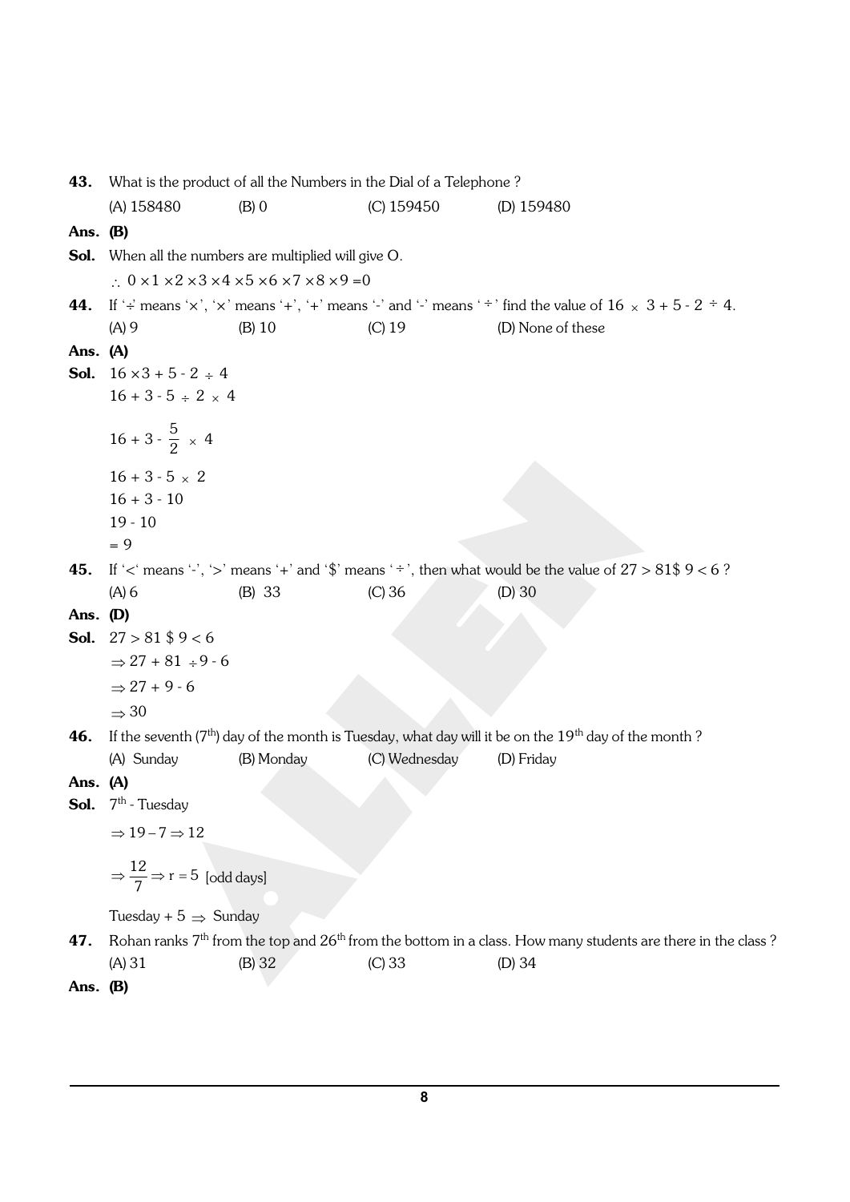**43.** What is the product of all the Numbers in the Dial of a Telephone ?

(A) 158480 (B) 0 (C) 159450 (D) 159480

**Ans. (B)**

**Sol.** When all the numbers are multiplied will give O.

$\therefore 0 \times 1 \times 2 \times 3 \times 4 \times 5 \times 6 \times 7 \times 8 \times 9 = 0$

**44.** If '÷' means '×', '×' means '+', '+' means '-' and '-' means '÷' find the value of $16 \times 3 + 5 - 2 \div 4$.

(A) 9 (B) 10 (C) 19 (D) None of these

**Ans. (A)**

**Sol.** $16 \times 3 + 5 - 2 \div 4$

$16 + 3 - 5 \div 2 \times 4$

$16 + 3 - \frac{5}{2} \times 4$

$16 + 3 - 5 \times 2$

$16 + 3 - 10$

$19 - 10$

$= 9$

**45.** If '<' means '-', '>' means '+' and '$' means '÷', then what would be the value of 27 > 81$ 9 < 6 ?

(A) 6 (B) 33 (C) 36 (D) 30

**Ans. (D)**

**Sol.** 27 > 81 $ 9 < 6

$\Rightarrow 27 + 81 \div 9 - 6$

$\Rightarrow 27 + 9 - 6$

$\Rightarrow 30$

**46.** If the seventh (7th) day of the month is Tuesday, what day will it be on the 19th day of the month ?

(A) Sunday (B) Monday (C) Wednesday (D) Friday

**Ans. (A)**

**Sol.** 7th - Tuesday

$\Rightarrow 19 - 7 \Rightarrow 12$

$\Rightarrow \frac{12}{7} \Rightarrow r = 5$ [odd days]

Tuesday + 5 $\Rightarrow$ Sunday

**47.** Rohan ranks 7th from the top and 26th from the bottom in a class. How many students are there in the class ?

(A) 31 (B) 32 (C) 33 (D) 34

**Ans. (B)**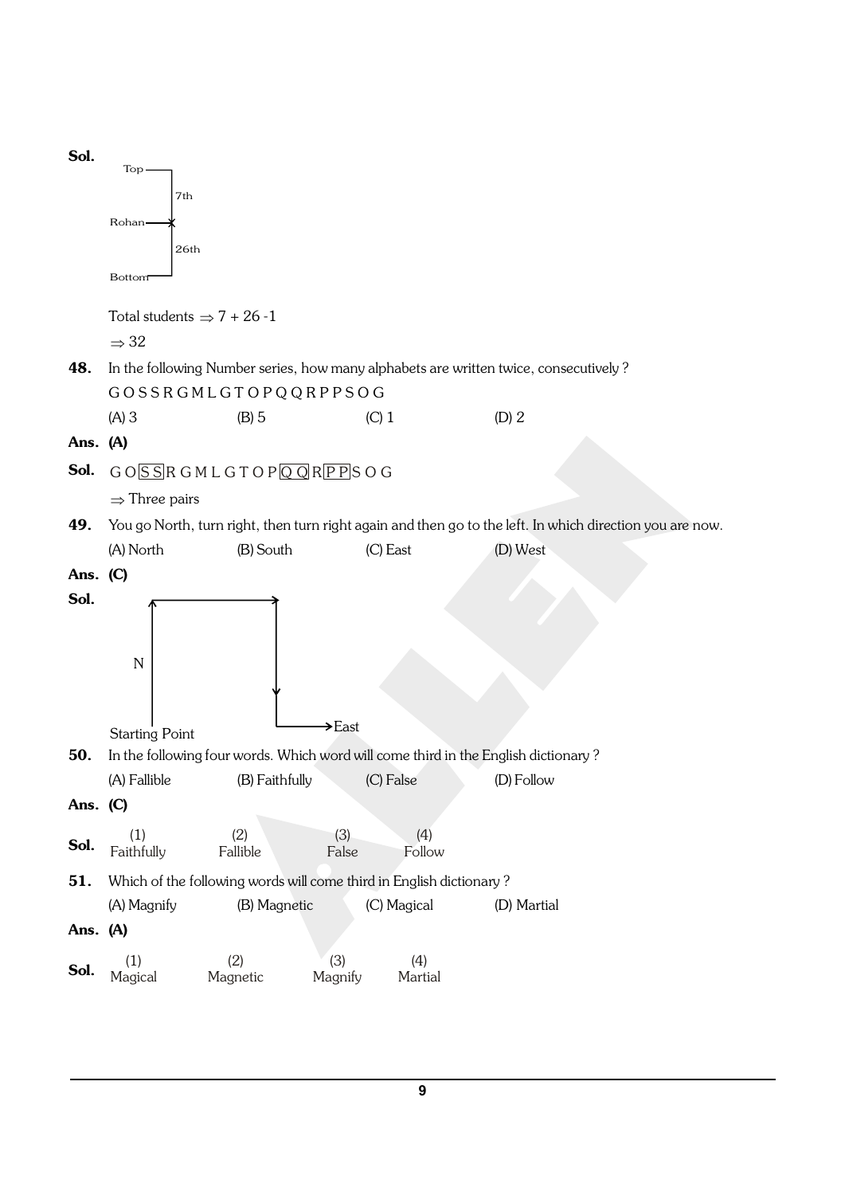**Sol.**

Top — 7th — Rohan — 26th — Bottom

Total students $\Rightarrow 7 + 26 - 1$

$\Rightarrow 32$

**48.** In the following Number series, how many alphabets are written twice, consecutively ?

G O S S R G M L G T O P Q Q R P P S O G

(A) 3 (B) 5 (C) 1 (D) 2

**Ans. (A)**

**Sol.** G O [S S] R G M L G T O P [Q Q] R [P P] S O G

$\Rightarrow$ Three pairs

**49.** You go North, turn right, then turn right again and then go to the left. In which direction you are now.

(A) North (B) South (C) East (D) West

**Ans. (C)**

**Sol.**

Starting Point → N → (right) → (right, down) → East

**50.** In the following four words. Which word will come third in the English dictionary ?

(A) Fallible (B) Faithfully (C) False (D) Follow

**Ans. (C)**

**Sol.**

| (1) | (2) | (3) | (4) |
|---|---|---|---|
| Faithfully | Fallible | False | Follow |

**51.** Which of the following words will come third in English dictionary ?

(A) Magnify (B) Magnetic (C) Magical (D) Martial

**Ans. (A)**

**Sol.**

| (1) | (2) | (3) | (4) |
|---|---|---|---|
| Magical | Magnetic | Magnify | Martial |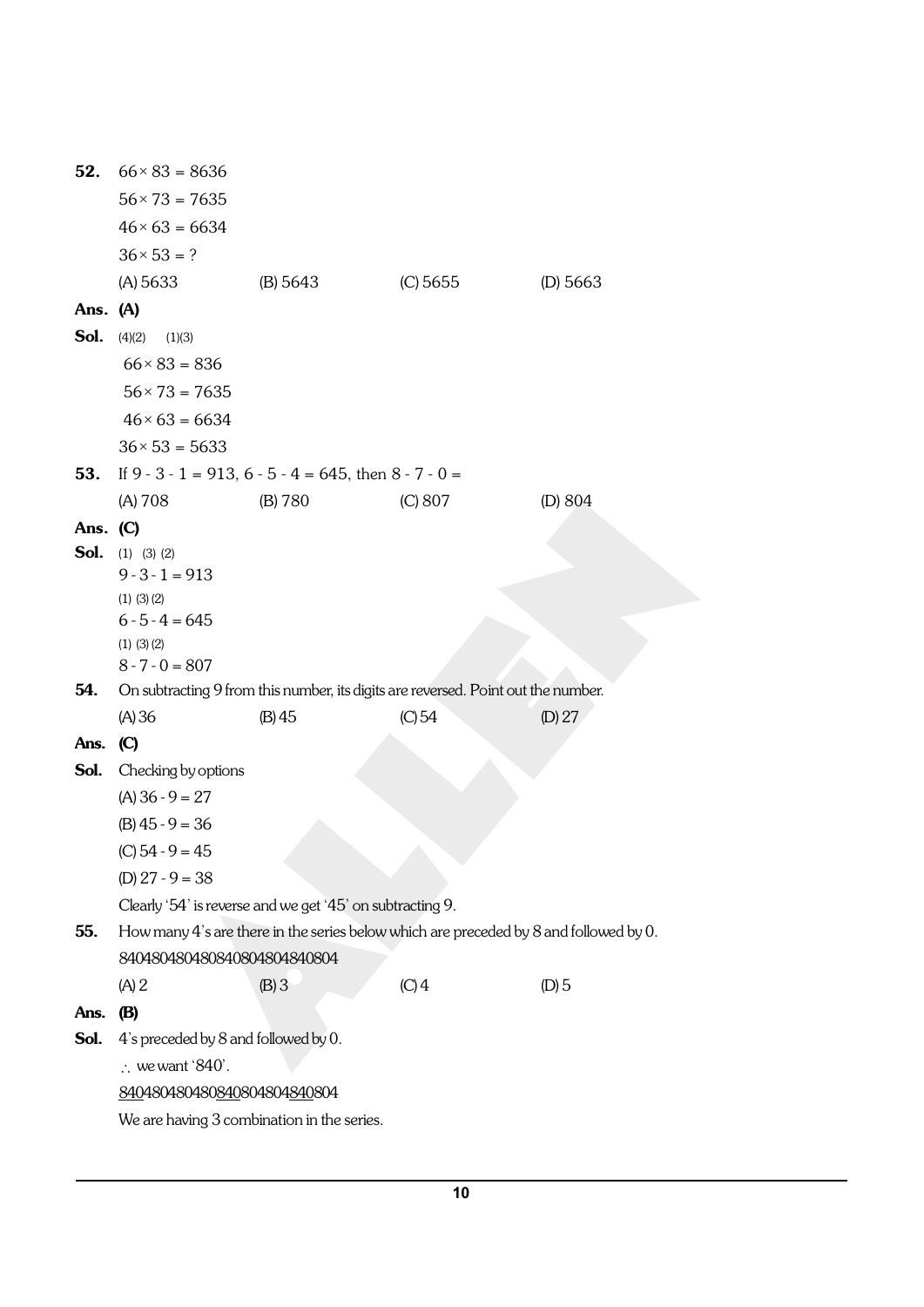**52.** $66 \times 83 = 8636$

$56 \times 73 = 7635$

$46 \times 63 = 6634$

$36 \times 53 = ?$

(A) 5633 (B) 5643 (C) 5655 (D) 5663

**Ans. (A)**

**Sol.** (4)(2) (1)(3)

$66 \times 83 = 836$

$56 \times 73 = 7635$

$46 \times 63 = 6634$

$36 \times 53 = 5633$

**53.** If 9 - 3 - 1 = 913, 6 - 5 - 4 = 645, then 8 - 7 - 0 =

(A) 708 (B) 780 (C) 807 (D) 804

**Ans. (C)**

**Sol.** (1) (3) (2)

9 - 3 - 1 = 913

(1) (3) (2)

6 - 5 - 4 = 645

(1) (3) (2)

8 - 7 - 0 = 807

**54.** On subtracting 9 from this number, its digits are reversed. Point out the number.

(A) 36 (B) 45 (C) 54 (D) 27

**Ans. (C)**

**Sol.** Checking by options

(A) 36 - 9 = 27

(B) 45 - 9 = 36

(C) 54 - 9 = 45

(D) 27 - 9 = 38

Clearly '54' is reverse and we get '45' on subtracting 9.

**55.** How many 4's are there in the series below which are preceded by 8 and followed by 0.

840480480480840804804840804

(A) 2 (B) 3 (C) 4 (D) 5

**Ans. (B)**

**Sol.** 4's preceded by 8 and followed by 0.

$\therefore$ we want '840'.

<u>840</u>480480480<u>840</u>804804<u>840</u>804

We are having 3 combination in the series.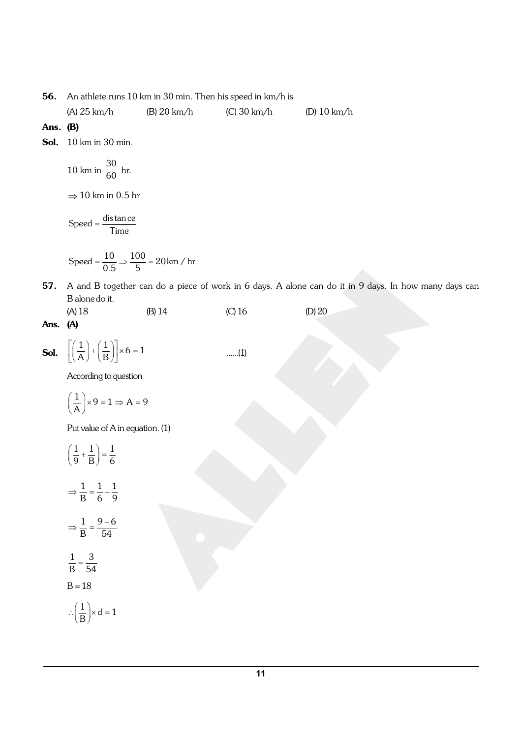**56.** An athlete runs 10 km in 30 min. Then his speed in km/h is

(A) 25 km/h (B) 20 km/h (C) 30 km/h (D) 10 km/h

**Ans. (B)**

**Sol.** 10 km in 30 min.

10 km in $\frac{30}{60}$ hr.

$\Rightarrow$ 10 km in 0.5 hr

$$\text{Speed} = \frac{\text{distance}}{\text{Time}}$$

$$\text{Speed} = \frac{10}{0.5} \Rightarrow \frac{100}{5} = 20\,\text{km / hr}$$

**57.** A and B together can do a piece of work in 6 days. A alone can do it in 9 days. In how many days can B alone do it.

(A) 18 (B) 14 (C) 16 (D) 20

**Ans. (A)**

**Sol.** $\left[\left(\frac{1}{A}\right)+\left(\frac{1}{B}\right)\right]\times 6 = 1$ ......(1)

According to question

$$\left(\frac{1}{A}\right)\times 9 = 1 \Rightarrow A = 9$$

Put value of A in equation. (1)

$$\left(\frac{1}{9}+\frac{1}{B}\right)=\frac{1}{6}$$

$$\Rightarrow \frac{1}{B}=\frac{1}{6}-\frac{1}{9}$$

$$\Rightarrow \frac{1}{B}=\frac{9-6}{54}$$

$$\frac{1}{B}=\frac{3}{54}$$

$$B = 18$$

$$\therefore \left(\frac{1}{B}\right)\times d = 1$$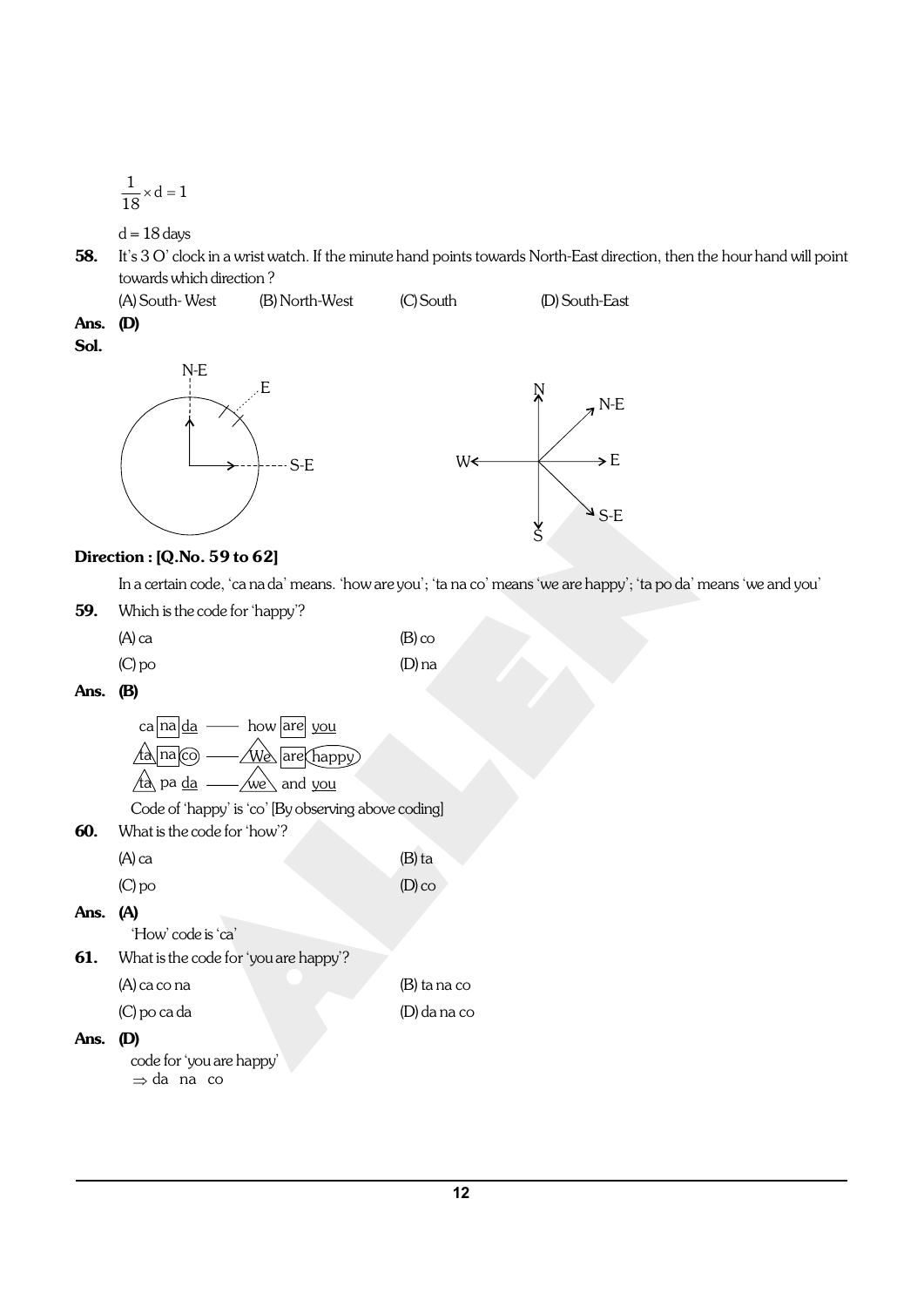$$\frac{1}{18} \times d = 1$$

d = 18 days

**58.** It's 3 O' clock in a wrist watch. If the minute hand points towards North-East direction, then the hour hand will point towards which direction ?

(A) South- West (B) North-West (C) South (D) South-East

**Ans. (D)**

**Sol.**

**Direction : [Q.No. 59 to 62]**

In a certain code, 'ca na da' means. 'how are you'; 'ta na co' means 'we are happy'; 'ta po da' means 'we and you'

**59.** Which is the code for 'happy'?

(A) ca (B) co

(C) po (D) na

**Ans. (B)**

ca na da —— how are you

ta na co —— We are happy

ta pa da —— we and you

Code of 'happy' is 'co' [By observing above coding]

**60.** What is the code for 'how'?

(A) ca (B) ta

(C) po (D) co

**Ans. (A)**

'How' code is 'ca'

**61.** What is the code for 'you are happy'?

(A) ca co na (B) ta na co

(C) po ca da (D) da na co

**Ans. (D)**

code for 'you are happy'

$\Rightarrow$ da na co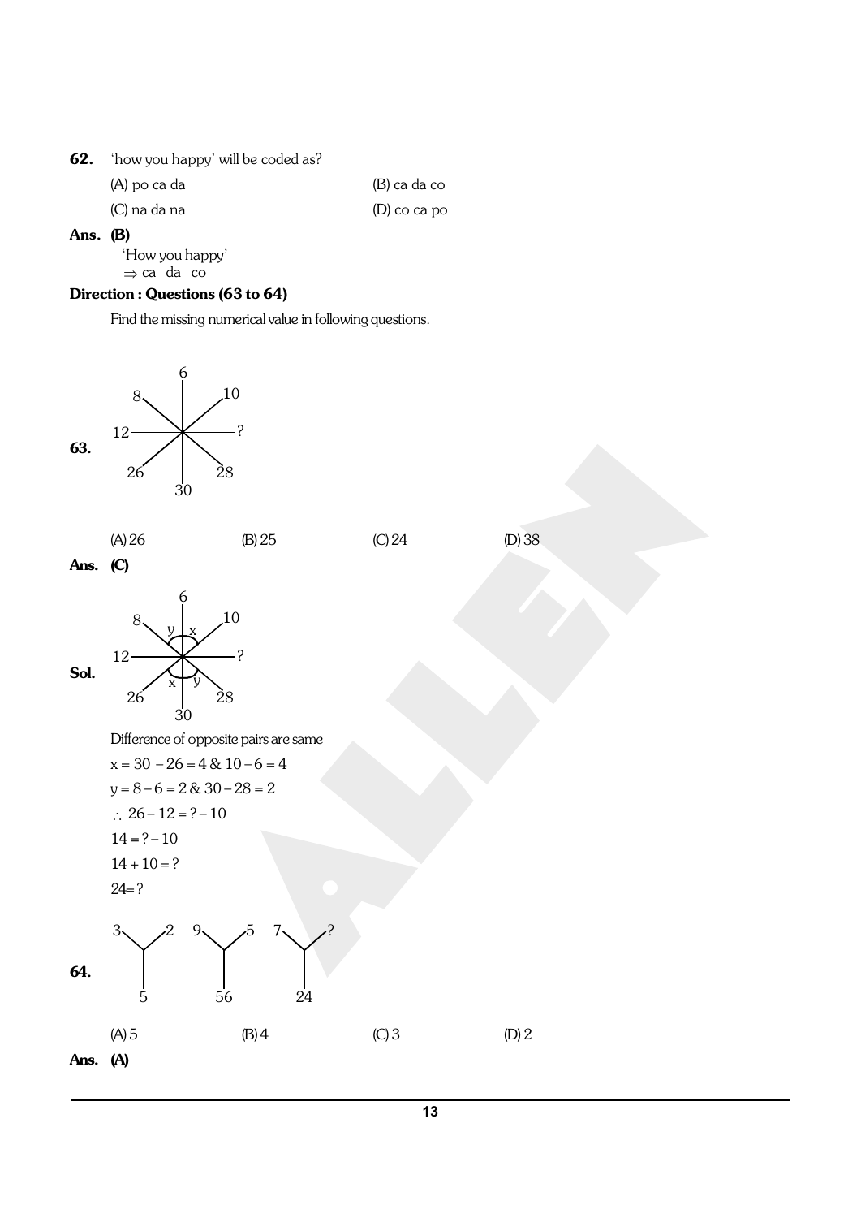**62.** 'how you happy' will be coded as?

(A) po ca da (B) ca da co

(C) na da na (D) co ca po

**Ans. (B)**

'How you happy'

$\Rightarrow$ ca da co

**Direction : Questions (63 to 64)**

Find the missing numerical value in following questions.

**63.**

```
        6
   8    |    10
     \  |  /
12 ---------- ?
     /  |  \
  26    |    28
        30
```

(A) 26 (B) 25 (C) 24 (D) 38

**Ans. (C)**

**Sol.**

```
        6
   8  y | x  10
     \  |  /
12 ---------- ?
     /  |  \
  26  x | y  28
        30
```

Difference of opposite pairs are same

$x = 30 - 26 = 4$ & $10 - 6 = 4$

$y = 8 - 6 = 2$ & $30 - 28 = 2$

$\therefore\ 26 - 12 = ? - 10$

$14 = ? - 10$

$14 + 10 = ?$

$24 = ?$

**64.**

```
3     2    9     5    7     ?
 \   /      \   /      \   /
   |          |          |
   5         56         24
```

(A) 5 (B) 4 (C) 3 (D) 2

**Ans. (A)**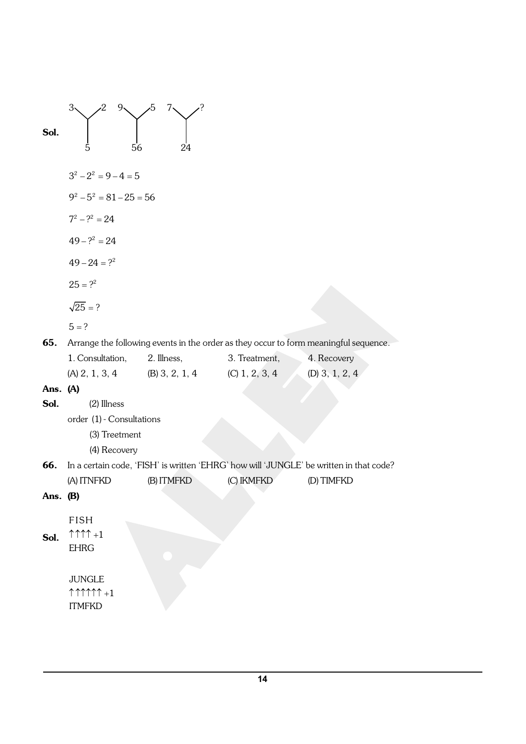**Sol.**

```
3   2    9   5    7   ?
 \ /      \ /      \ /
  |        |        |
  5       56       24
```

$3^2 - 2^2 = 9 - 4 = 5$

$9^2 - 5^2 = 81 - 25 = 56$

$7^2 - ?^2 = 24$

$49 - ?^2 = 24$

$49 - 24 = ?^2$

$25 = ?^2$

$\sqrt{25} = ?$

$5 = ?$

**65.** Arrange the following events in the order as they occur to form meaningful sequence.

1. Consultation, 2. Illness, 3. Treatment, 4. Recovery

(A) 2, 1, 3, 4 (B) 3, 2, 1, 4 (C) 1, 2, 3, 4 (D) 3, 1, 2, 4

**Ans. (A)**

**Sol.** (2) Illness

order (1) - Consultations

(3) Treetment

(4) Recovery

**66.** In a certain code, 'FISH' is written 'EHRG' how will 'JUNGLE' be written in that code?

(A) ITNFKD (B) ITMFKD (C) IKMFKD (D) TIMFKD

**Ans. (B)**

**Sol.**

FISH
↑↑↑↑ +1
EHRG

JUNGLE
↑↑↑↑↑↑ +1
ITMFKD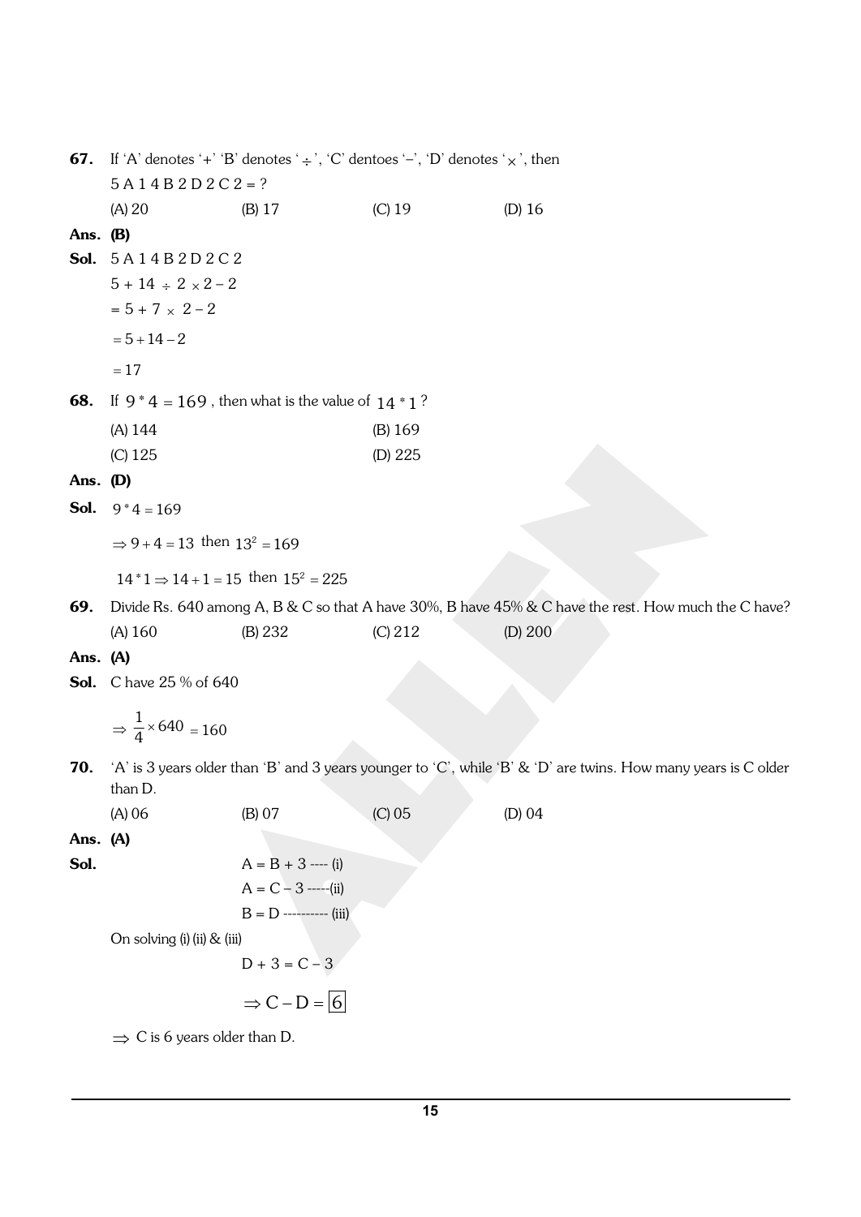**67.** If 'A' denotes '+' 'B' denotes '$\div$', 'C' dentoes '–', 'D' denotes '$\times$', then

5 A 1 4 B 2 D 2 C 2 = ?

(A) 20 (B) 17 (C) 19 (D) 16

**Ans. (B)**

**Sol.** 5 A 1 4 B 2 D 2 C 2

$5 + 14 \div 2 \times 2 - 2$

$= 5 + 7 \times 2 - 2$

$= 5 + 14 - 2$

$= 17$

**68.** If $9 * 4 = 169$, then what is the value of $14 * 1$?

(A) 144 (B) 169

(C) 125 (D) 225

**Ans. (D)**

**Sol.** $9 * 4 = 169$

$\Rightarrow 9 + 4 = 13$ then $13^2 = 169$

$14 * 1 \Rightarrow 14 + 1 = 15$ then $15^2 = 225$

**69.** Divide Rs. 640 among A, B & C so that A have 30%, B have 45% & C have the rest. How much the C have?

(A) 160 (B) 232 (C) 212 (D) 200

**Ans. (A)**

**Sol.** C have 25 % of 640

$\Rightarrow \frac{1}{4} \times 640 = 160$

**70.** 'A' is 3 years older than 'B' and 3 years younger to 'C', while 'B' & 'D' are twins. How many years is C older than D.

(A) 06 (B) 07 (C) 05 (D) 04

**Ans. (A)**

**Sol.**

A = B + 3 ---- (i)

A = C – 3 -----(ii)

B = D ---------- (iii)

On solving (i) (ii) & (iii)

D + 3 = C – 3

$\Rightarrow C - D = \boxed{6}$

$\Rightarrow$ C is 6 years older than D.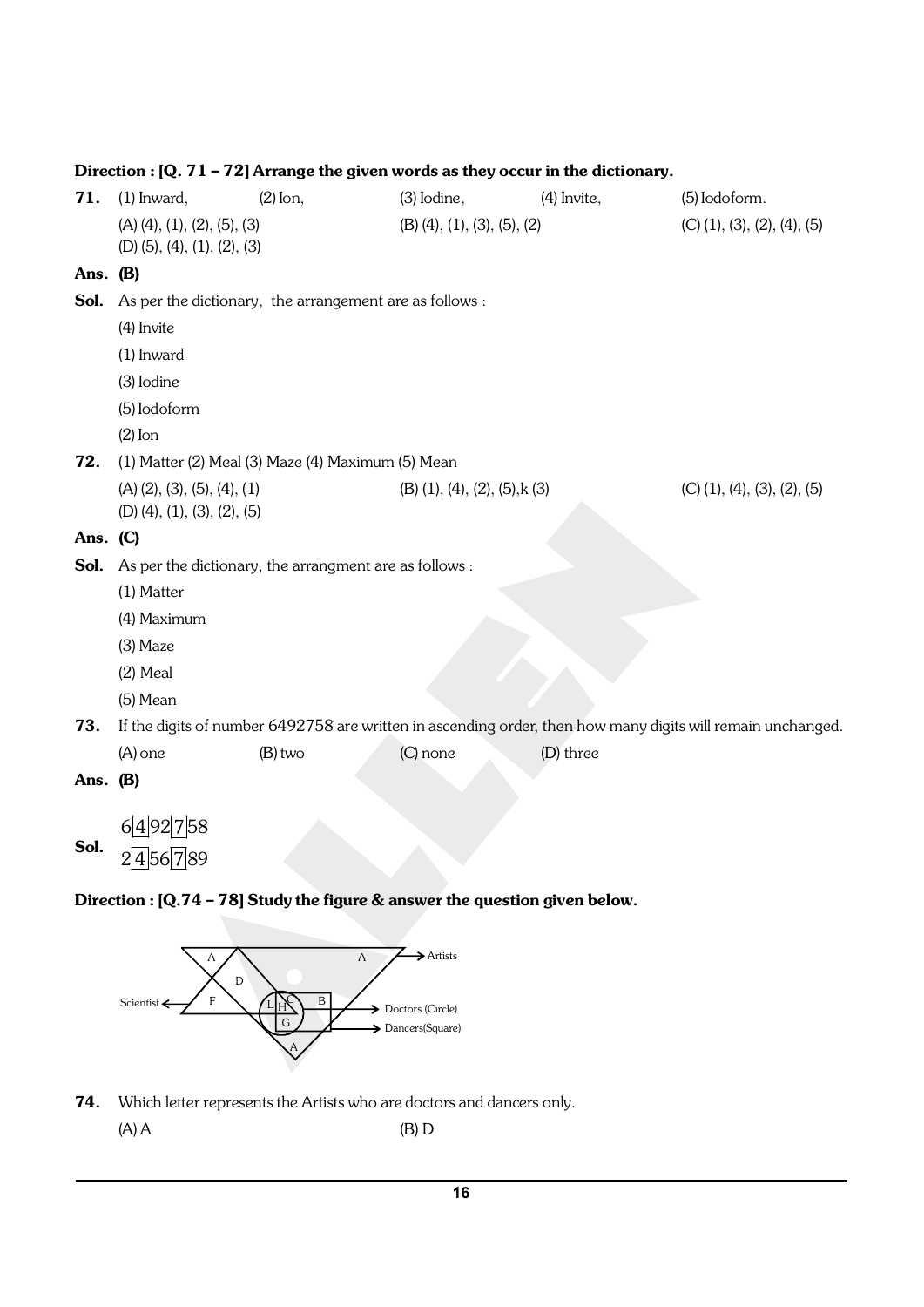**Direction : [Q. 71 – 72] Arrange the given words as they occur in the dictionary.**

**71.** (1) Inward, (2) Ion, (3) Iodine, (4) Invite, (5) Iodoform.

(A) (4), (1), (2), (5), (3) (B) (4), (1), (3), (5), (2) (C) (1), (3), (2), (4), (5) (D) (5), (4), (1), (2), (3)

**Ans. (B)**

**Sol.** As per the dictionary, the arrangement are as follows :

(4) Invite

(1) Inward

(3) Iodine

(5) Iodoform

(2) Ion

**72.** (1) Matter (2) Meal (3) Maze (4) Maximum (5) Mean

(A) (2), (3), (5), (4), (1) (B) (1), (4), (2), (5),k (3) (C) (1), (4), (3), (2), (5) (D) (4), (1), (3), (2), (5)

**Ans. (C)**

**Sol.** As per the dictionary, the arrangment are as follows :

(1) Matter

(4) Maximum

(3) Maze

(2) Meal

(5) Mean

**73.** If the digits of number 6492758 are written in ascending order, then how many digits will remain unchanged.

(A) one (B) two (C) none (D) three

**Ans. (B)**

**Sol.**
6 [4] 9 2 [7] 5 8
2 [4] 5 6 [7] 8 9

**Direction : [Q.74 – 78] Study the figure & answer the question given below.**

A, A, D, F, L, H, C, B, G, A — Artists, Scientist, Doctors (Circle), Dancers(Square)

**74.** Which letter represents the Artists who are doctors and dancers only.

(A) A (B) D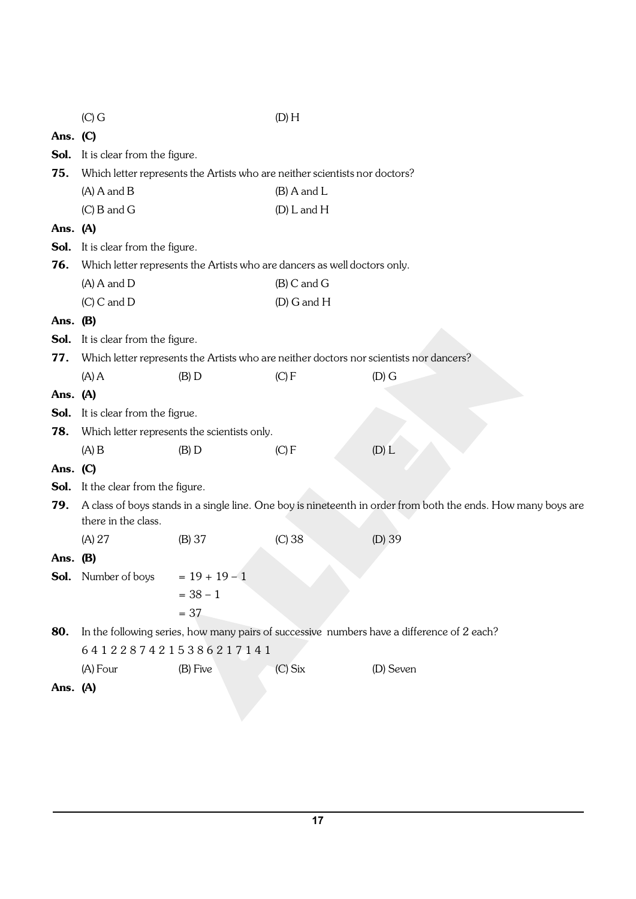(C) G (D) H

**Ans.** **(C)**

**Sol.** It is clear from the figure.

**75.** Which letter represents the Artists who are neither scientists nor doctors?

(A) A and B (B) A and L

(C) B and G (D) L and H

**Ans.** **(A)**

**Sol.** It is clear from the figure.

**76.** Which letter represents the Artists who are dancers as well doctors only.

(A) A and D (B) C and G

(C) C and D (D) G and H

**Ans.** **(B)**

**Sol.** It is clear from the figure.

**77.** Which letter represents the Artists who are neither doctors nor scientists nor dancers?

(A) A (B) D (C) F (D) G

**Ans.** **(A)**

**Sol.** It is clear from the figrue.

**78.** Which letter represents the scientists only.

(A) B (B) D (C) F (D) L

**Ans.** **(C)**

**Sol.** It the clear from the figure.

**79.** A class of boys stands in a single line. One boy is nineteenth in order from both the ends. How many boys are there in the class.

(A) 27 (B) 37 (C) 38 (D) 39

**Ans.** **(B)**

**Sol.** Number of boys $= 19 + 19 - 1$

$= 38 - 1$

$= 37$

**80.** In the following series, how many pairs of successive numbers have a difference of 2 each?

6 4 1 2 2 8 7 4 2 1 5 3 8 6 2 1 7 1 4 1

(A) Four (B) Five (C) Six (D) Seven

**Ans.** **(A)**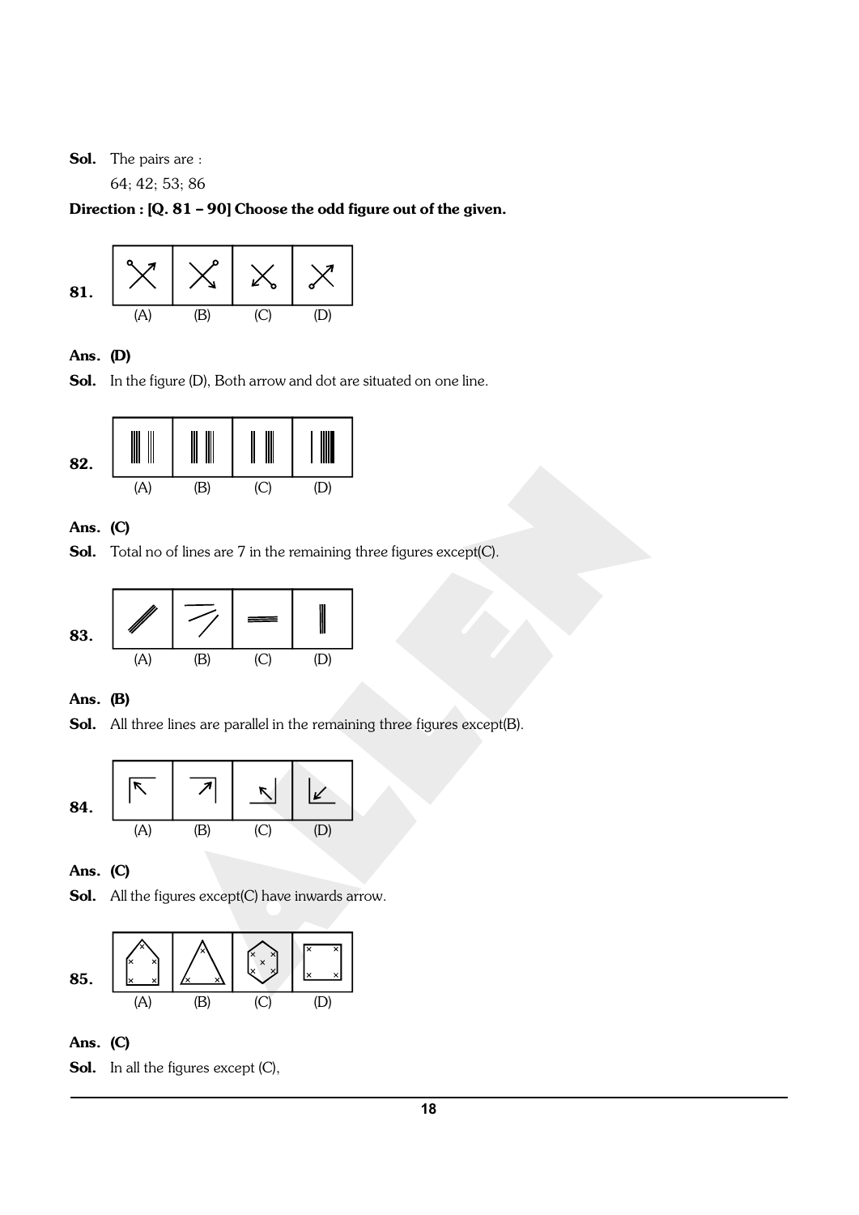**Sol.** The pairs are :

64; 42; 53; 86

**Direction : [Q. 81 – 90] Choose the odd figure out of the given.**

**81.**

(A) (B) (C) (D)

**Ans.** **(D)**

**Sol.** In the figure (D), Both arrow and dot are situated on one line.

**82.**

(A) (B) (C) (D)

**Ans.** **(C)**

**Sol.** Total no of lines are 7 in the remaining three figures except(C).

**83.**

(A) (B) (C) (D)

**Ans.** **(B)**

**Sol.** All three lines are parallel in the remaining three figures except(B).

**84.**

(A) (B) (C) (D)

**Ans.** **(C)**

**Sol.** All the figures except(C) have inwards arrow.

**85.**

(A) (B) (C) (D)

**Ans.** **(C)**

**Sol.** In all the figures except (C),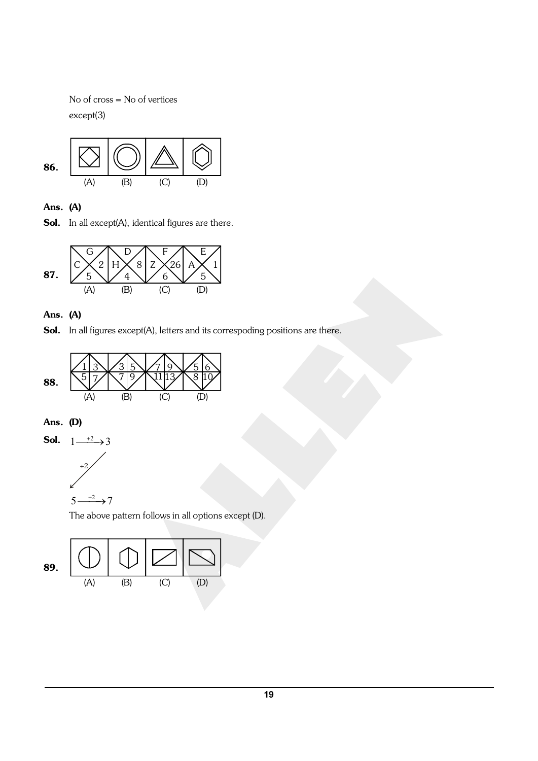No of cross = No of vertices

except(3)

**86.**

(A) (B) (C) (D)

**Ans. (A)**

**Sol.** In all except(A), identical figures are there.

**87.**

| G<br>C 2<br>5 | D<br>H 8<br>4 | F<br>Z 26<br>6 | E<br>A 1<br>5 |
|---|---|---|---|
| (A) | (B) | (C) | (D) |

**Ans. (A)**

**Sol.** In all figures except(A), letters and its correspoding positions are there.

**88.**

| 1 3<br>5 7 | 3 5<br>7 9 | 7 9<br>11 13 | 5 6<br>8 10 |
|---|---|---|---|
| (A) | (B) | (C) | (D) |

**Ans. (D)**

**Sol.** $1 \xrightarrow{+2} 3$

$3 \xrightarrow{+2} 5$ (diagonal)

$5 \xrightarrow{+2} 7$

The above pattern follows in all options except (D).

**89.**

(A) (B) (C) (D)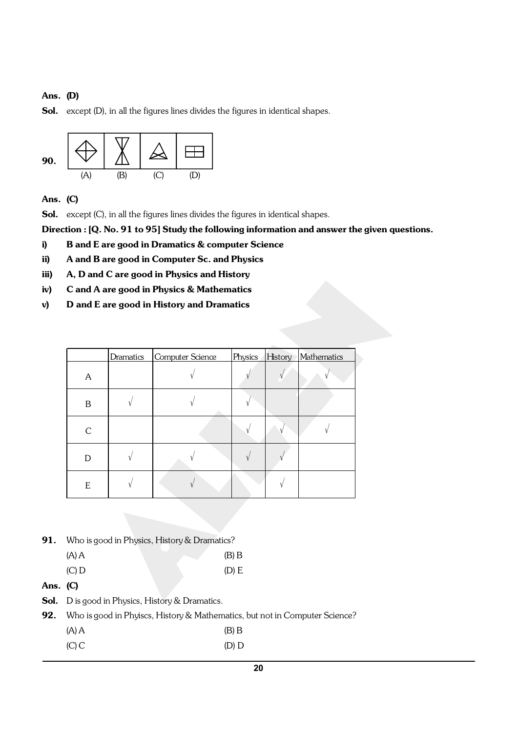**Ans. (D)**

**Sol.** except (D), in all the figures lines divides the figures in identical shapes.

**90.**

| (A) | (B) | (C) | (D) |
|---|---|---|---|

**Ans. (C)**

**Sol.** except (C), in all the figures lines divides the figures in identical shapes.

**Direction : [Q. No. 91 to 95] Study the following information and answer the given questions.**

**i)** **B and E are good in Dramatics & computer Science**

**ii)** **A and B are good in Computer Sc. and Physics**

**iii)** **A, D and C are good in Physics and History**

**iv)** **C and A are good in Physics & Mathematics**

**v)** **D and E are good in History and Dramatics**

| | Dramatics | Computer Science | Physics | History | Mathematics |
|---|---|---|---|---|---|
| A | | √ | √ | √ | √ |
| B | √ | √ | √ | | |
| C | | | √ | √ | √ |
| D | √ | √ | √ | √ | |
| E | √ | √ | | √ | |

**91.** Who is good in Physics, History & Dramatics?

(A) A (B) B

(C) D (D) E

**Ans. (C)**

**Sol.** D is good in Physics, History & Dramatics.

**92.** Who is good in Phyiscs, History & Mathematics, but not in Computer Science?

(A) A (B) B

(C) C (D) D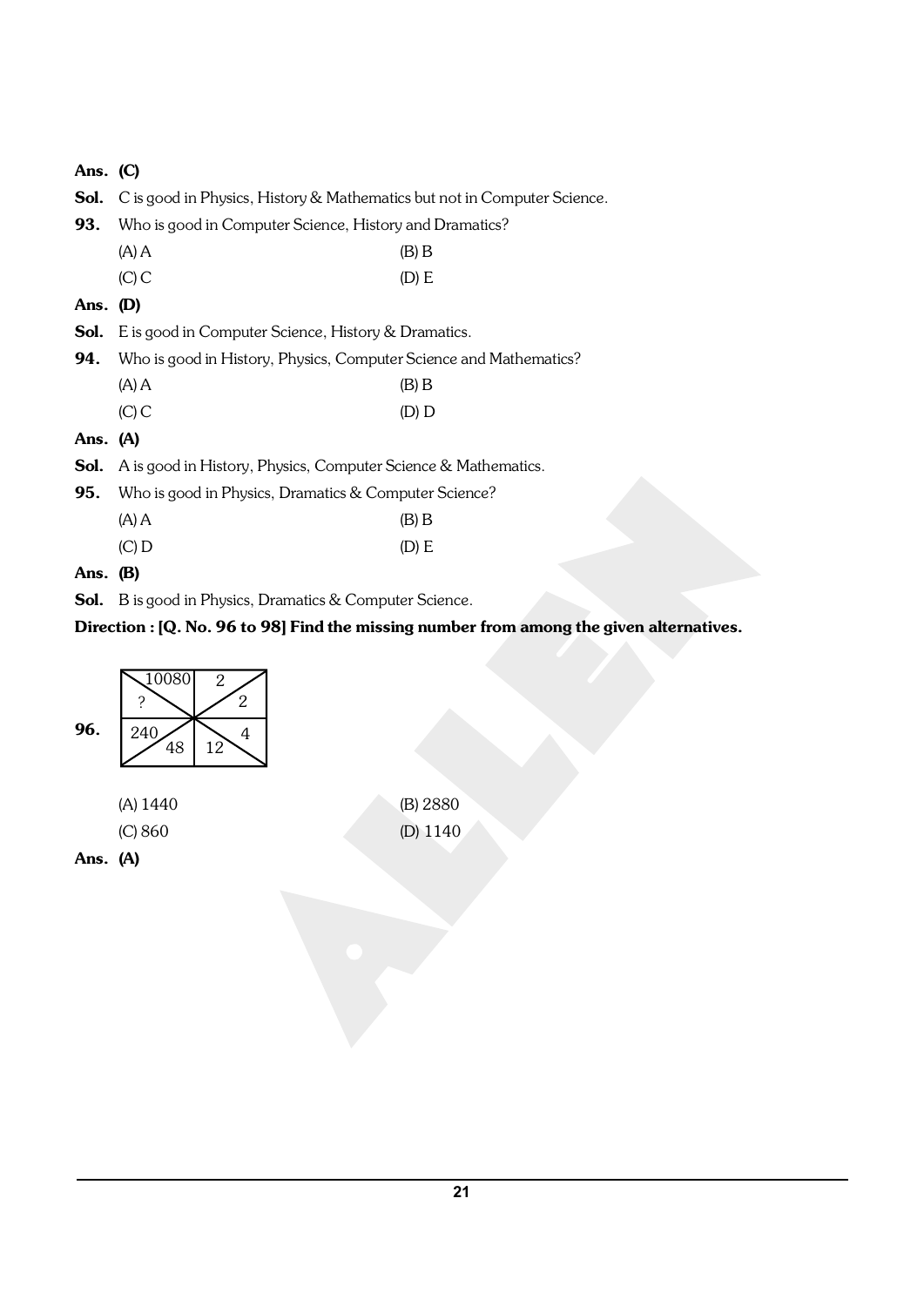**Ans. (C)**

**Sol.** C is good in Physics, History & Mathematics but not in Computer Science.

**93.** Who is good in Computer Science, History and Dramatics?

(A) A (B) B

(C) C (D) E

**Ans. (D)**

**Sol.** E is good in Computer Science, History & Dramatics.

**94.** Who is good in History, Physics, Computer Science and Mathematics?

(A) A (B) B

(C) C (D) D

**Ans. (A)**

**Sol.** A is good in History, Physics, Computer Science & Mathematics.

**95.** Who is good in Physics, Dramatics & Computer Science?

(A) A (B) B

(C) D (D) E

**Ans. (B)**

**Sol.** B is good in Physics, Dramatics & Computer Science.

**Direction : [Q. No. 96 to 98] Find the missing number from among the given alternatives.**

**96.**

| 10080 / ? | 2 / 2 |
|---|---|
| 240 / 48 | 12 / 4 |

(A) 1440 (B) 2880

(C) 860 (D) 1140

**Ans. (A)**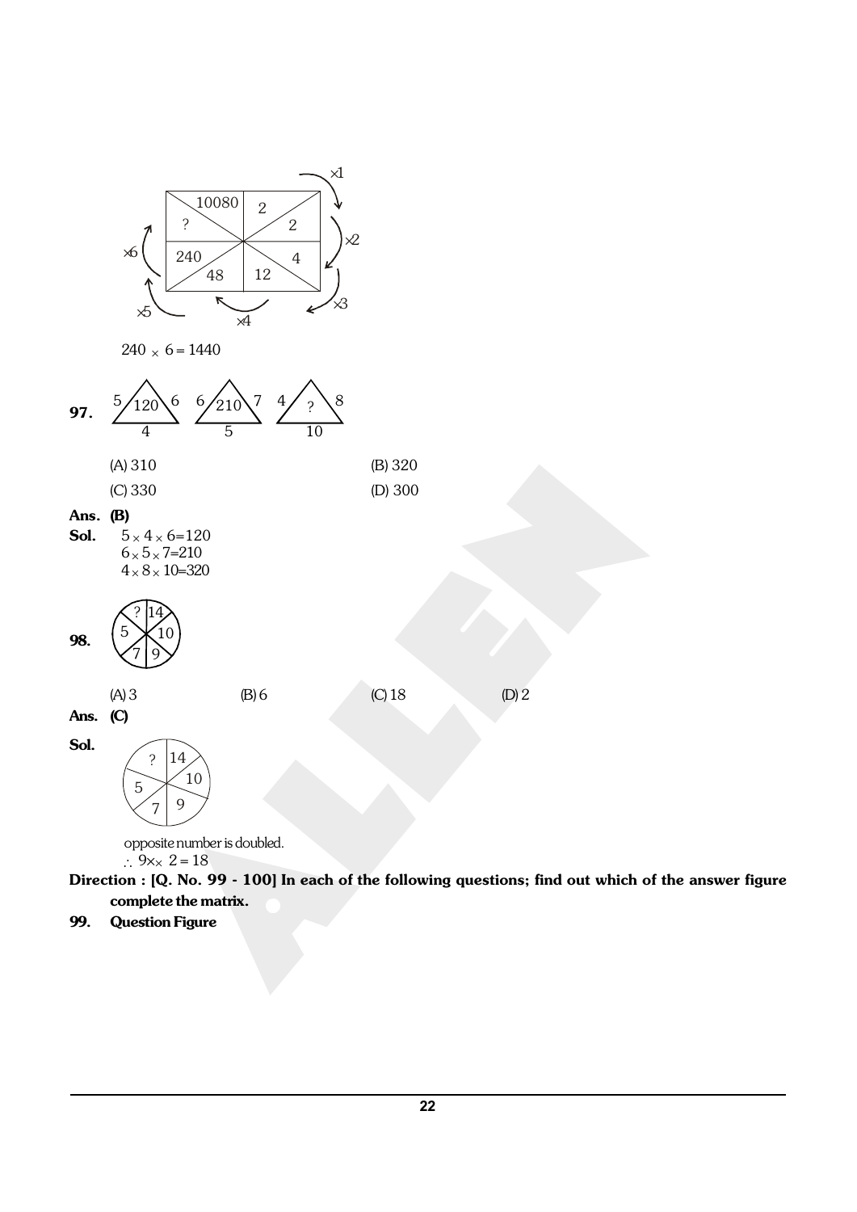$240 \times 6 = 1440$

**97.** 

| Triangle | Left | Right | Bottom | Centre |
|---|---|---|---|---|
| 1 | 5 | 6 | 4 | 120 |
| 2 | 6 | 7 | 5 | 210 |
| 3 | 4 | 8 | 10 | ? |

(A) 310 (B) 320

(C) 330 (D) 300

**Ans.** **(B)**

**Sol.** $5 \times 4 \times 6 = 120$

$6 \times 5 \times 7 = 210$

$4 \times 8 \times 10 = 320$

**98.** 

(A) 3 (B) 6 (C) 18 (D) 2

**Ans.** **(C)**

**Sol.** 

opposite number is doubled.

$\therefore 9 \times 2 = 18$

**Direction : [Q. No. 99 - 100] In each of the following questions; find out which of the answer figure complete the matrix.**

**99.** **Question Figure**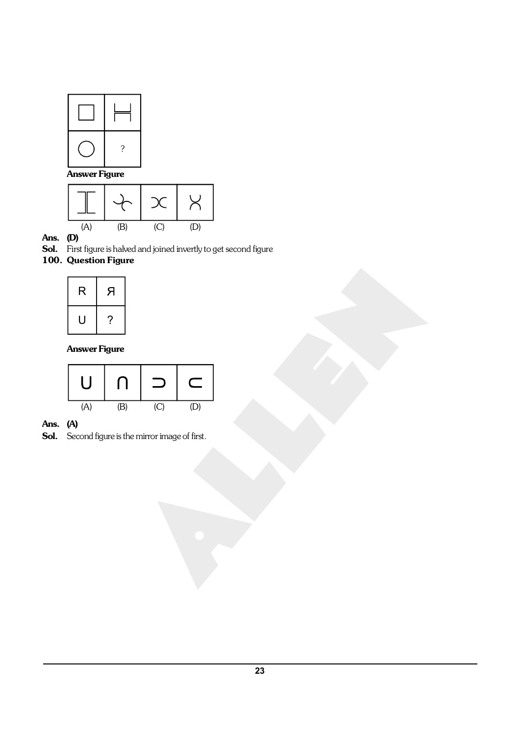**Answer Figure**

(A) (B) (C) (D)

**Ans.** **(D)**

**Sol.** First figure is halved and joined invertly to get second figure

**100. Question Figure**

| | |
|---|---|
| R | Я |
| U | ? |

**Answer Figure**

| | | | |
|---|---|---|---|
| U | ∩ | ⊃ | ⊂ |
| (A) | (B) | (C) | (D) |

**Ans.** **(A)**

**Sol.** Second figure is the mirror image of first.